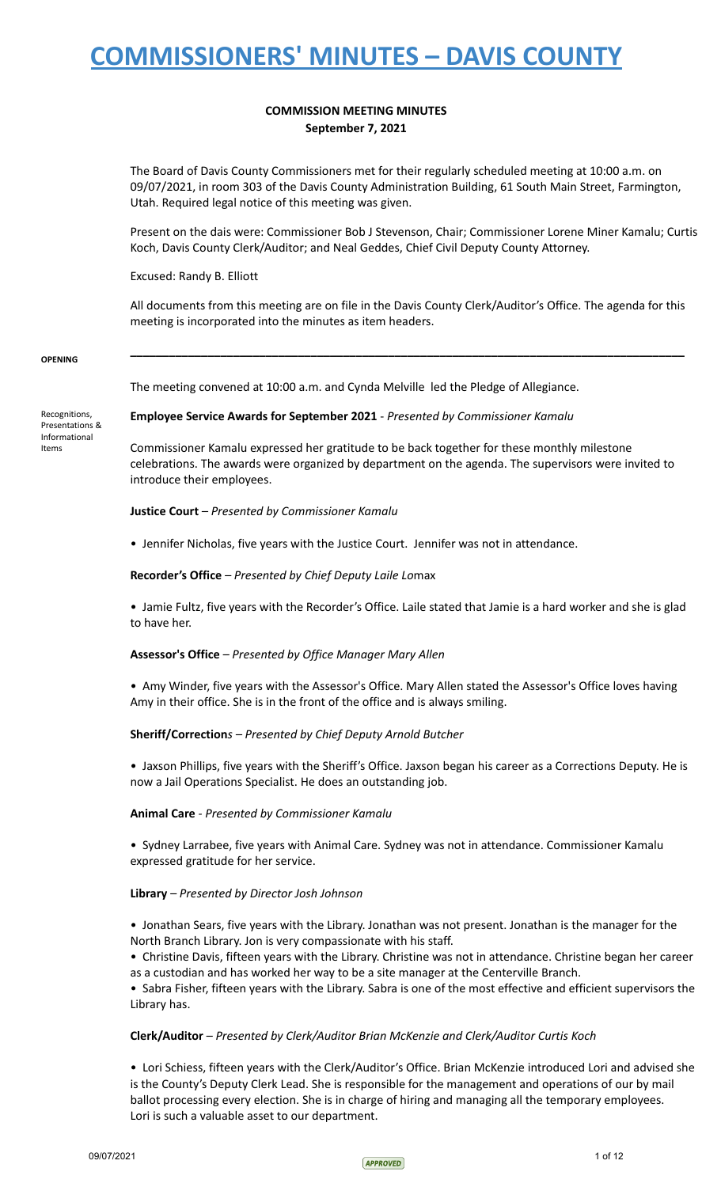# COMMISSIONERS' MINUTES – DAVIS COUNTY

**COMMISSION MEETING MINUTES**
**September 7, 2021**

The Board of Davis County Commissioners met for their regularly scheduled meeting at 10:00 a.m. on 09/07/2021, in room 303 of the Davis County Administration Building, 61 South Main Street, Farmington, Utah. Required legal notice of this meeting was given.

Present on the dais were: Commissioner Bob J Stevenson, Chair; Commissioner Lorene Miner Kamalu; Curtis Koch, Davis County Clerk/Auditor; and Neal Geddes, Chief Civil Deputy County Attorney.

Excused: Randy B. Elliott

All documents from this meeting are on file in the Davis County Clerk/Auditor's Office. The agenda for this meeting is incorporated into the minutes as item headers.

---

**OPENING**

The meeting convened at 10:00 a.m. and Cynda Melville led the Pledge of Allegiance.

Recognitions, Presentations & Informational Items

**Employee Service Awards for September 2021** - *Presented by Commissioner Kamalu*

Commissioner Kamalu expressed her gratitude to be back together for these monthly milestone celebrations. The awards were organized by department on the agenda. The supervisors were invited to introduce their employees.

**Justice Court** – *Presented by Commissioner Kamalu*

- Jennifer Nicholas, five years with the Justice Court. Jennifer was not in attendance.

**Recorder's Office** – *Presented by Chief Deputy Laile Lomax*

- Jamie Fultz, five years with the Recorder's Office. Laile stated that Jamie is a hard worker and she is glad to have her.

**Assessor's Office** – *Presented by Office Manager Mary Allen*

- Amy Winder, five years with the Assessor's Office. Mary Allen stated the Assessor's Office loves having Amy in their office. She is in the front of the office and is always smiling.

**Sheriff/Corrections** – *Presented by Chief Deputy Arnold Butcher*

- Jaxson Phillips, five years with the Sheriff's Office. Jaxson began his career as a Corrections Deputy. He is now a Jail Operations Specialist. He does an outstanding job.

**Animal Care** - *Presented by Commissioner Kamalu*

- Sydney Larrabee, five years with Animal Care. Sydney was not in attendance. Commissioner Kamalu expressed gratitude for her service.

**Library** – *Presented by Director Josh Johnson*

- Jonathan Sears, five years with the Library. Jonathan was not present. Jonathan is the manager for the North Branch Library. Jon is very compassionate with his staff.
- Christine Davis, fifteen years with the Library. Christine was not in attendance. Christine began her career as a custodian and has worked her way to be a site manager at the Centerville Branch.
- Sabra Fisher, fifteen years with the Library. Sabra is one of the most effective and efficient supervisors the Library has.

**Clerk/Auditor** – *Presented by Clerk/Auditor Brian McKenzie and Clerk/Auditor Curtis Koch*

- Lori Schiess, fifteen years with the Clerk/Auditor's Office. Brian McKenzie introduced Lori and advised she is the County's Deputy Clerk Lead. She is responsible for the management and operations of our by mail ballot processing every election. She is in charge of hiring and managing all the temporary employees. Lori is such a valuable asset to our department.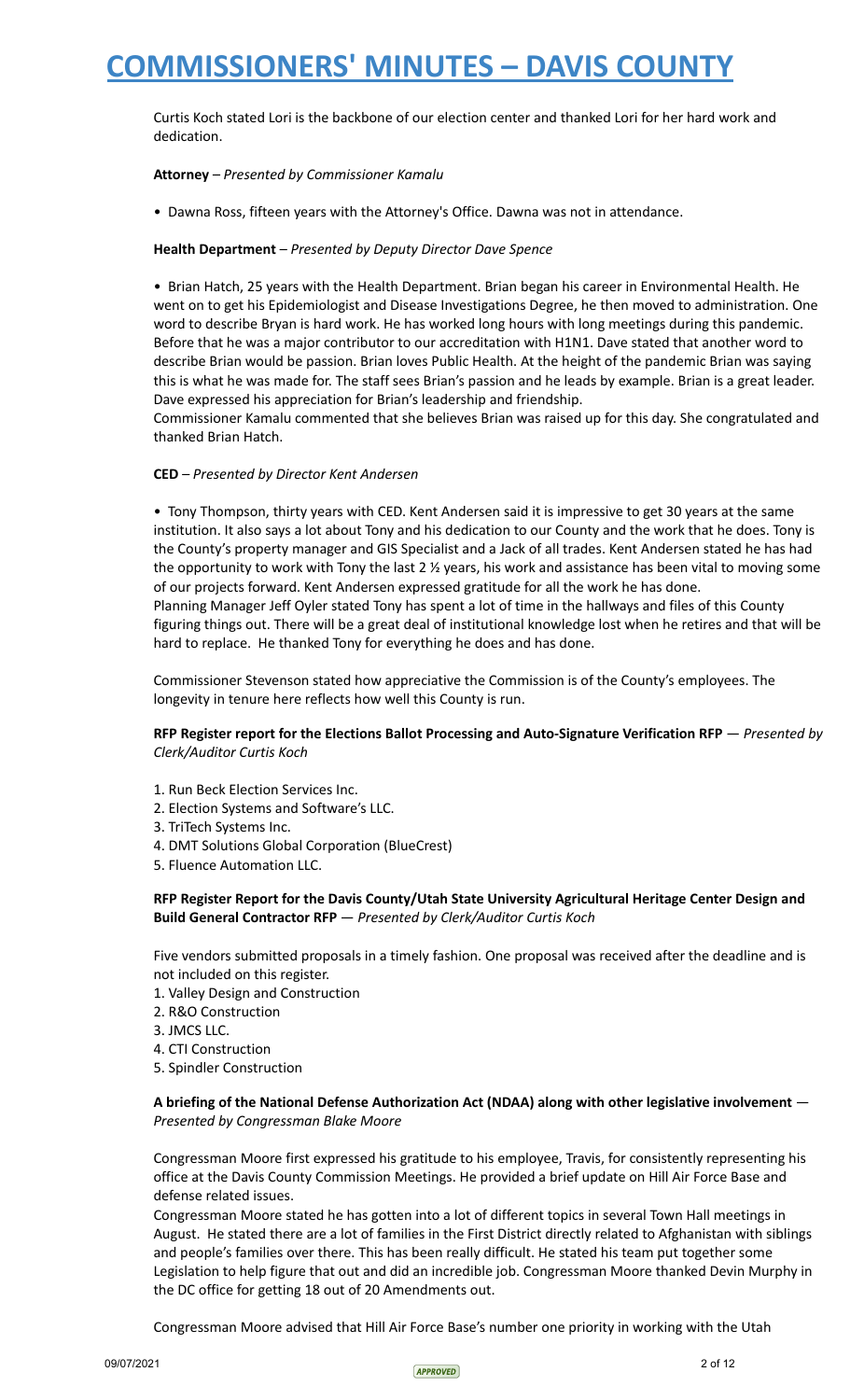Curtis Koch stated Lori is the backbone of our election center and thanked Lori for her hard work and dedication.

**Attorney** – *Presented by Commissioner Kamalu*

- Dawna Ross, fifteen years with the Attorney's Office. Dawna was not in attendance.

**Health Department** – *Presented by Deputy Director Dave Spence*

- Brian Hatch, 25 years with the Health Department. Brian began his career in Environmental Health. He went on to get his Epidemiologist and Disease Investigations Degree, he then moved to administration. One word to describe Bryan is hard work. He has worked long hours with long meetings during this pandemic. Before that he was a major contributor to our accreditation with H1N1. Dave stated that another word to describe Brian would be passion. Brian loves Public Health. At the height of the pandemic Brian was saying this is what he was made for. The staff sees Brian's passion and he leads by example. Brian is a great leader. Dave expressed his appreciation for Brian's leadership and friendship.

Commissioner Kamalu commented that she believes Brian was raised up for this day. She congratulated and thanked Brian Hatch.

**CED** – *Presented by Director Kent Andersen*

- Tony Thompson, thirty years with CED. Kent Andersen said it is impressive to get 30 years at the same institution. It also says a lot about Tony and his dedication to our County and the work that he does. Tony is the County's property manager and GIS Specialist and a Jack of all trades. Kent Andersen stated he has had the opportunity to work with Tony the last 2 ½ years, his work and assistance has been vital to moving some of our projects forward. Kent Andersen expressed gratitude for all the work he has done.

Planning Manager Jeff Oyler stated Tony has spent a lot of time in the hallways and files of this County figuring things out. There will be a great deal of institutional knowledge lost when he retires and that will be hard to replace. He thanked Tony for everything he does and has done.

Commissioner Stevenson stated how appreciative the Commission is of the County's employees. The longevity in tenure here reflects how well this County is run.

**RFP Register report for the Elections Ballot Processing and Auto-Signature Verification RFP** — *Presented by Clerk/Auditor Curtis Koch*

1. Run Beck Election Services Inc.
2. Election Systems and Software's LLC.
3. TriTech Systems Inc.
4. DMT Solutions Global Corporation (BlueCrest)
5. Fluence Automation LLC.

**RFP Register Report for the Davis County/Utah State University Agricultural Heritage Center Design and Build General Contractor RFP** — *Presented by Clerk/Auditor Curtis Koch*

Five vendors submitted proposals in a timely fashion. One proposal was received after the deadline and is not included on this register.

1. Valley Design and Construction
2. R&O Construction
3. JMCS LLC.
4. CTI Construction
5. Spindler Construction

**A briefing of the National Defense Authorization Act (NDAA) along with other legislative involvement** — *Presented by Congressman Blake Moore*

Congressman Moore first expressed his gratitude to his employee, Travis, for consistently representing his office at the Davis County Commission Meetings. He provided a brief update on Hill Air Force Base and defense related issues.

Congressman Moore stated he has gotten into a lot of different topics in several Town Hall meetings in August. He stated there are a lot of families in the First District directly related to Afghanistan with siblings and people's families over there. This has been really difficult. He stated his team put together some Legislation to help figure that out and did an incredible job. Congressman Moore thanked Devin Murphy in the DC office for getting 18 out of 20 Amendments out.

Congressman Moore advised that Hill Air Force Base's number one priority in working with the Utah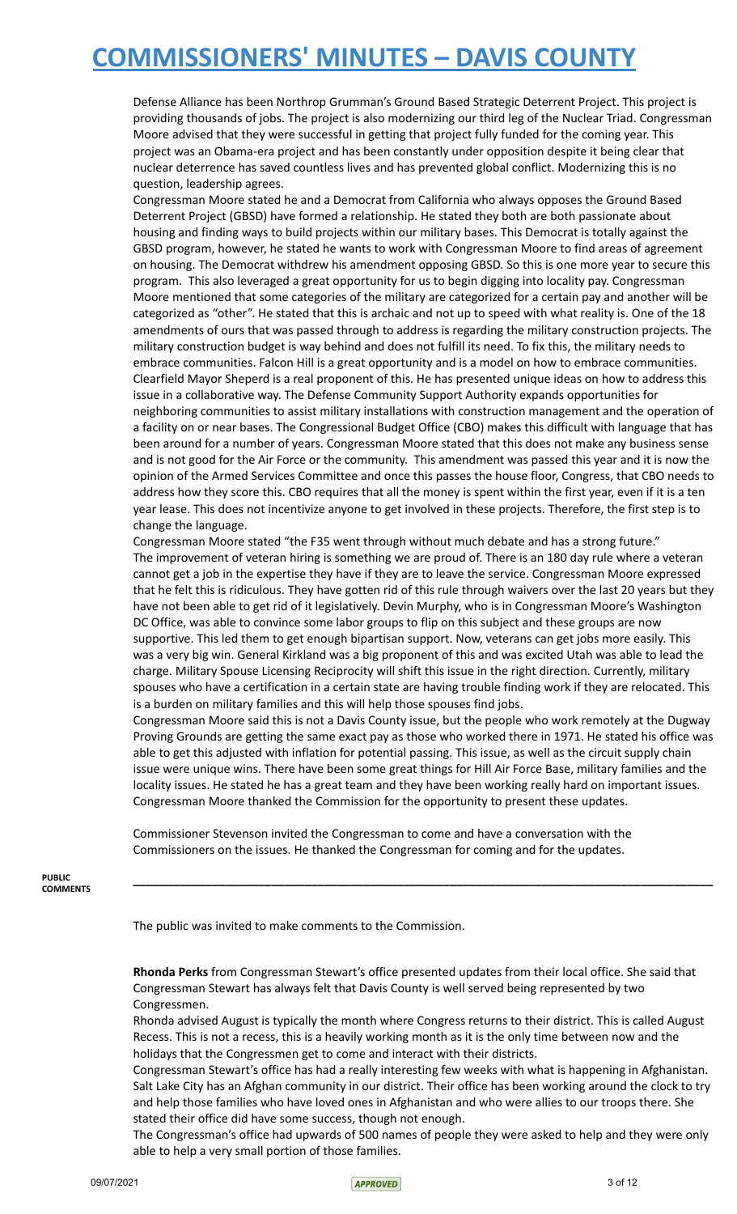Defense Alliance has been Northrop Grumman's Ground Based Strategic Deterrent Project. This project is providing thousands of jobs. The project is also modernizing our third leg of the Nuclear Triad. Congressman Moore advised that they were successful in getting that project fully funded for the coming year. This project was an Obama-era project and has been constantly under opposition despite it being clear that nuclear deterrence has saved countless lives and has prevented global conflict. Modernizing this is no question, leadership agrees.

Congressman Moore stated he and a Democrat from California who always opposes the Ground Based Deterrent Project (GBSD) have formed a relationship. He stated they both are both passionate about housing and finding ways to build projects within our military bases. This Democrat is totally against the GBSD program, however, he stated he wants to work with Congressman Moore to find areas of agreement on housing. The Democrat withdrew his amendment opposing GBSD. So this is one more year to secure this program. This also leveraged a great opportunity for us to begin digging into locality pay. Congressman Moore mentioned that some categories of the military are categorized for a certain pay and another will be categorized as "other". He stated that this is archaic and not up to speed with what reality is. One of the 18 amendments of ours that was passed through to address is regarding the military construction projects. The military construction budget is way behind and does not fulfill its need. To fix this, the military needs to embrace communities. Falcon Hill is a great opportunity and is a model on how to embrace communities. Clearfield Mayor Sheperd is a real proponent of this. He has presented unique ideas on how to address this issue in a collaborative way. The Defense Community Support Authority expands opportunities for neighboring communities to assist military installations with construction management and the operation of a facility on or near bases. The Congressional Budget Office (CBO) makes this difficult with language that has been around for a number of years. Congressman Moore stated that this does not make any business sense and is not good for the Air Force or the community. This amendment was passed this year and it is now the opinion of the Armed Services Committee and once this passes the house floor, Congress, that CBO needs to address how they score this. CBO requires that all the money is spent within the first year, even if it is a ten year lease. This does not incentivize anyone to get involved in these projects. Therefore, the first step is to change the language.

Congressman Moore stated "the F35 went through without much debate and has a strong future." The improvement of veteran hiring is something we are proud of. There is an 180 day rule where a veteran cannot get a job in the expertise they have if they are to leave the service. Congressman Moore expressed that he felt this is ridiculous. They have gotten rid of this rule through waivers over the last 20 years but they have not been able to get rid of it legislatively. Devin Murphy, who is in Congressman Moore's Washington DC Office, was able to convince some labor groups to flip on this subject and these groups are now supportive. This led them to get enough bipartisan support. Now, veterans can get jobs more easily. This was a very big win. General Kirkland was a big proponent of this and was excited Utah was able to lead the charge. Military Spouse Licensing Reciprocity will shift this issue in the right direction. Currently, military spouses who have a certification in a certain state are having trouble finding work if they are relocated. This is a burden on military families and this will help those spouses find jobs.

Congressman Moore said this is not a Davis County issue, but the people who work remotely at the Dugway Proving Grounds are getting the same exact pay as those who worked there in 1971. He stated his office was able to get this adjusted with inflation for potential passing. This issue, as well as the circuit supply chain issue were unique wins. There have been some great things for Hill Air Force Base, military families and the locality issues. He stated he has a great team and they have been working really hard on important issues. Congressman Moore thanked the Commission for the opportunity to present these updates.

Commissioner Stevenson invited the Congressman to come and have a conversation with the Commissioners on the issues. He thanked the Congressman for coming and for the updates.

**PUBLIC COMMENTS**

---

The public was invited to make comments to the Commission.

**Rhonda Perks** from Congressman Stewart's office presented updates from their local office. She said that Congressman Stewart has always felt that Davis County is well served being represented by two Congressmen.

Rhonda advised August is typically the month where Congress returns to their district. This is called August Recess. This is not a recess, this is a heavily working month as it is the only time between now and the holidays that the Congressmen get to come and interact with their districts.

Congressman Stewart's office has had a really interesting few weeks with what is happening in Afghanistan. Salt Lake City has an Afghan community in our district. Their office has been working around the clock to try and help those families who have loved ones in Afghanistan and who were allies to our troops there. She stated their office did have some success, though not enough.

The Congressman's office had upwards of 500 names of people they were asked to help and they were only able to help a very small portion of those families.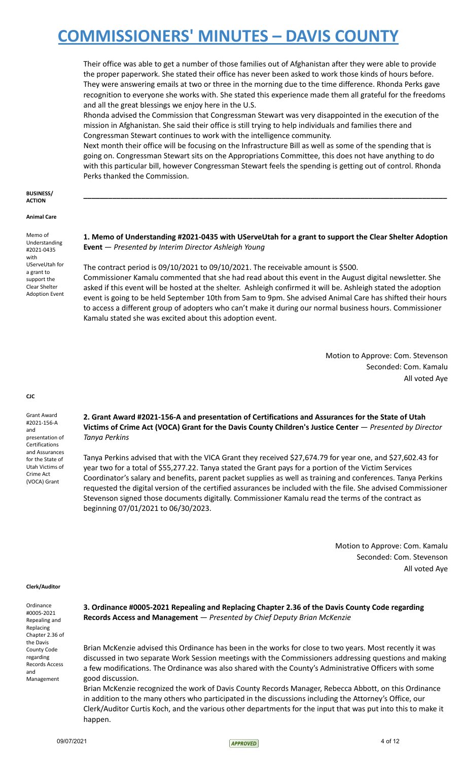Their office was able to get a number of those families out of Afghanistan after they were able to provide the proper paperwork. She stated their office has never been asked to work those kinds of hours before. They were answering emails at two or three in the morning due to the time difference. Rhonda Perks gave recognition to everyone she works with. She stated this experience made them all grateful for the freedoms and all the great blessings we enjoy here in the U.S.

Rhonda advised the Commission that Congressman Stewart was very disappointed in the execution of the mission in Afghanistan. She said their office is still trying to help individuals and families there and Congressman Stewart continues to work with the intelligence community.

Next month their office will be focusing on the Infrastructure Bill as well as some of the spending that is going on. Congressman Stewart sits on the Appropriations Committee, this does not have anything to do with this particular bill, however Congressman Stewart feels the spending is getting out of control. Rhonda Perks thanked the Commission.

---

**BUSINESS/ ACTION**

**Animal Care**

Memo of Understanding #2021-0435 with UServeUtah for a grant to support the Clear Shelter Adoption Event

**1. Memo of Understanding #2021-0435 with UServeUtah for a grant to support the Clear Shelter Adoption Event** — *Presented by Interim Director Ashleigh Young*

The contract period is 09/10/2021 to 09/10/2021. The receivable amount is $500.

Commissioner Kamalu commented that she had read about this event in the August digital newsletter. She asked if this event will be hosted at the shelter. Ashleigh confirmed it will be. Ashleigh stated the adoption event is going to be held September 10th from 5am to 9pm. She advised Animal Care has shifted their hours to access a different group of adopters who can't make it during our normal business hours. Commissioner Kamalu stated she was excited about this adoption event.

Motion to Approve: Com. Stevenson
Seconded: Com. Kamalu
All voted Aye

**CJC**

Grant Award #2021-156-A and presentation of Certifications and Assurances for the State of Utah Victims of Crime Act (VOCA) Grant

**2. Grant Award #2021-156-A and presentation of Certifications and Assurances for the State of Utah Victims of Crime Act (VOCA) Grant for the Davis County Children's Justice Center** — *Presented by Director Tanya Perkins*

Tanya Perkins advised that with the VICA Grant they received $27,674.79 for year one, and $27,602.43 for year two for a total of $55,277.22. Tanya stated the Grant pays for a portion of the Victim Services Coordinator's salary and benefits, parent packet supplies as well as training and conferences. Tanya Perkins requested the digital version of the certified assurances be included with the file. She advised Commissioner Stevenson signed those documents digitally. Commissioner Kamalu read the terms of the contract as beginning 07/01/2021 to 06/30/2023.

Motion to Approve: Com. Kamalu
Seconded: Com. Stevenson
All voted Aye

**Clerk/Auditor**

Ordinance #0005-2021 Repealing and Replacing Chapter 2.36 of the Davis County Code regarding Records Access and Management

**3. Ordinance #0005-2021 Repealing and Replacing Chapter 2.36 of the Davis County Code regarding Records Access and Management** — *Presented by Chief Deputy Brian McKenzie*

Brian McKenzie advised this Ordinance has been in the works for close to two years. Most recently it was discussed in two separate Work Session meetings with the Commissioners addressing questions and making a few modifications. The Ordinance was also shared with the County's Administrative Officers with some good discussion.

Brian McKenzie recognized the work of Davis County Records Manager, Rebecca Abbott, on this Ordinance in addition to the many others who participated in the discussions including the Attorney's Office, our Clerk/Auditor Curtis Koch, and the various other departments for the input that was put into this to make it happen.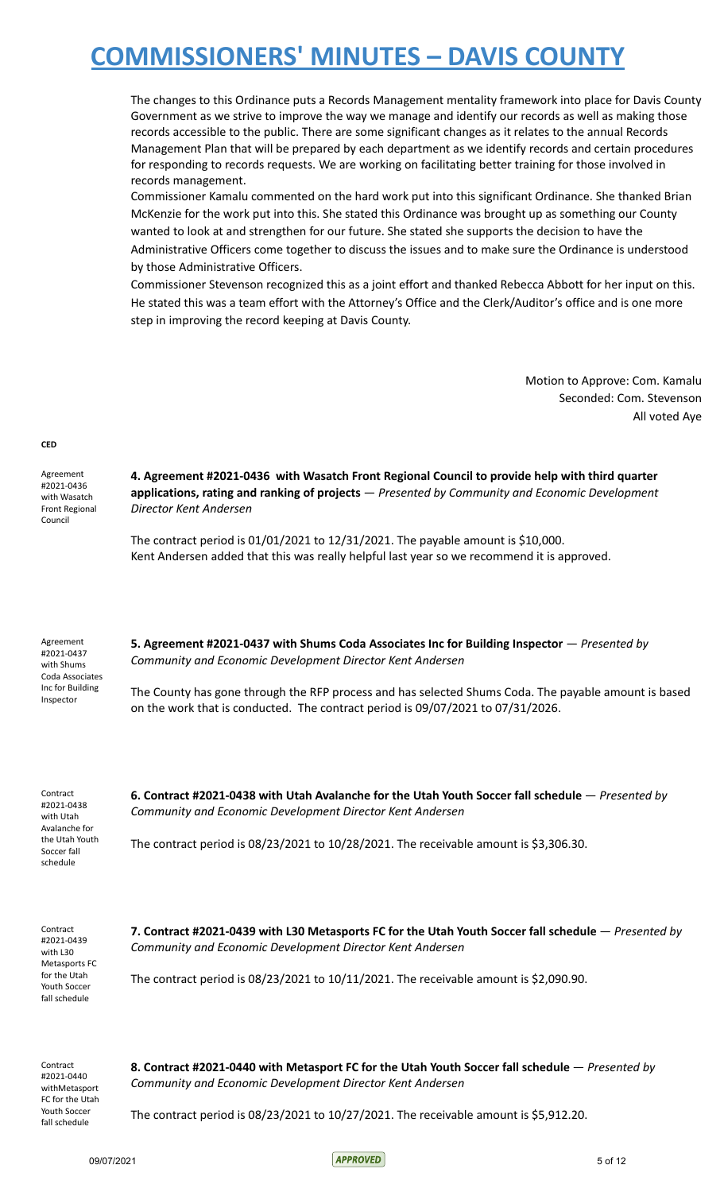The changes to this Ordinance puts a Records Management mentality framework into place for Davis County Government as we strive to improve the way we manage and identify our records as well as making those records accessible to the public. There are some significant changes as it relates to the annual Records Management Plan that will be prepared by each department as we identify records and certain procedures for responding to records requests. We are working on facilitating better training for those involved in records management.

Commissioner Kamalu commented on the hard work put into this significant Ordinance. She thanked Brian McKenzie for the work put into this. She stated this Ordinance was brought up as something our County wanted to look at and strengthen for our future. She stated she supports the decision to have the Administrative Officers come together to discuss the issues and to make sure the Ordinance is understood by those Administrative Officers.

Commissioner Stevenson recognized this as a joint effort and thanked Rebecca Abbott for her input on this. He stated this was a team effort with the Attorney's Office and the Clerk/Auditor's office and is one more step in improving the record keeping at Davis County.

Motion to Approve: Com. Kamalu
Seconded: Com. Stevenson
All voted Aye

**CED**

Agreement #2021-0436 with Wasatch Front Regional Council

**4. Agreement #2021-0436 with Wasatch Front Regional Council to provide help with third quarter applications, rating and ranking of projects** — *Presented by Community and Economic Development Director Kent Andersen*

The contract period is 01/01/2021 to 12/31/2021. The payable amount is $10,000.
Kent Andersen added that this was really helpful last year so we recommend it is approved.

Agreement #2021-0437 with Shums Coda Associates Inc for Building Inspector

**5. Agreement #2021-0437 with Shums Coda Associates Inc for Building Inspector** — *Presented by Community and Economic Development Director Kent Andersen*

The County has gone through the RFP process and has selected Shums Coda. The payable amount is based on the work that is conducted. The contract period is 09/07/2021 to 07/31/2026.

Contract #2021-0438 with Utah Avalanche for the Utah Youth Soccer fall schedule

**6. Contract #2021-0438 with Utah Avalanche for the Utah Youth Soccer fall schedule** — *Presented by Community and Economic Development Director Kent Andersen*

The contract period is 08/23/2021 to 10/28/2021. The receivable amount is $3,306.30.

Contract #2021-0439 with L30 Metasports FC for the Utah Youth Soccer fall schedule

**7. Contract #2021-0439 with L30 Metasports FC for the Utah Youth Soccer fall schedule** — *Presented by Community and Economic Development Director Kent Andersen*

The contract period is 08/23/2021 to 10/11/2021. The receivable amount is $2,090.90.

Contract #2021-0440 withMetasport FC for the Utah Youth Soccer fall schedule

**8. Contract #2021-0440 with Metasport FC for the Utah Youth Soccer fall schedule** — *Presented by Community and Economic Development Director Kent Andersen*

The contract period is 08/23/2021 to 10/27/2021. The receivable amount is $5,912.20.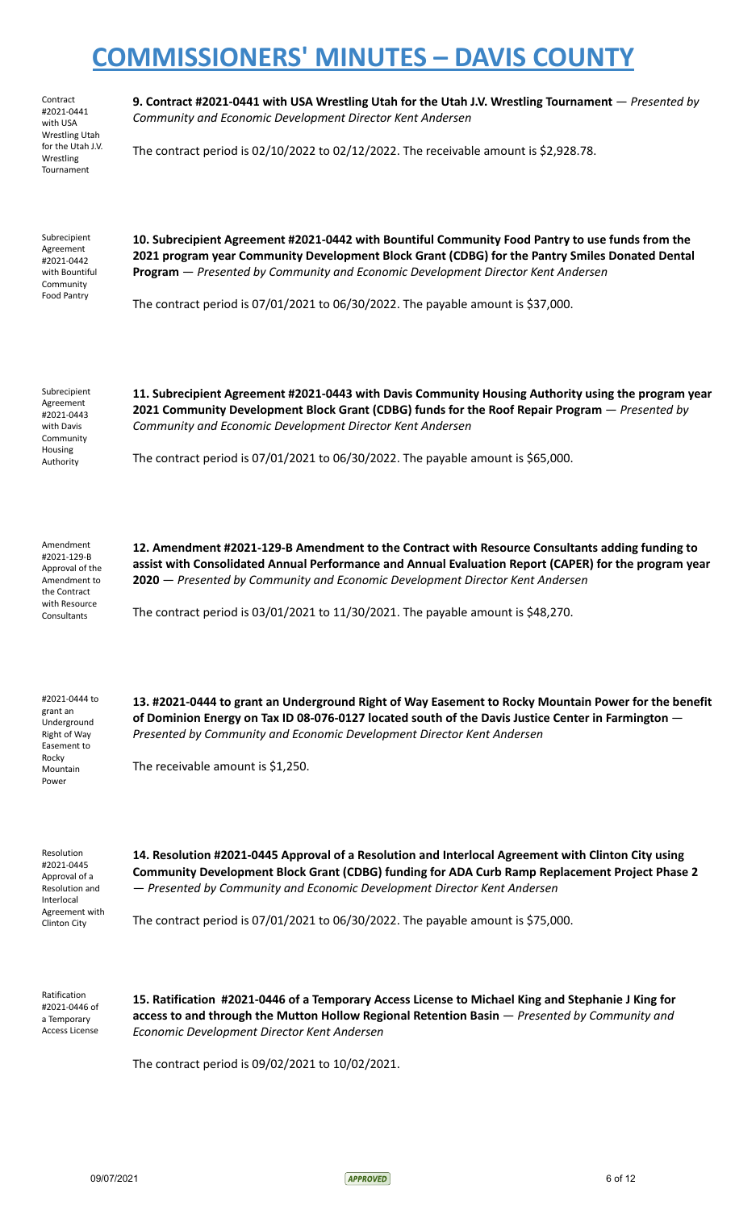Contract #2021-0441 with USA Wrestling Utah for the Utah J.V. Wrestling Tournament

**9. Contract #2021-0441 with USA Wrestling Utah for the Utah J.V. Wrestling Tournament** — *Presented by Community and Economic Development Director Kent Andersen*

The contract period is 02/10/2022 to 02/12/2022. The receivable amount is $2,928.78.

Subrecipient Agreement #2021-0442 with Bountiful Community Food Pantry

**10. Subrecipient Agreement #2021-0442 with Bountiful Community Food Pantry to use funds from the 2021 program year Community Development Block Grant (CDBG) for the Pantry Smiles Donated Dental Program** — *Presented by Community and Economic Development Director Kent Andersen*

The contract period is 07/01/2021 to 06/30/2022. The payable amount is $37,000.

Subrecipient Agreement #2021-0443 with Davis Community Housing Authority

**11. Subrecipient Agreement #2021-0443 with Davis Community Housing Authority using the program year 2021 Community Development Block Grant (CDBG) funds for the Roof Repair Program** — *Presented by Community and Economic Development Director Kent Andersen*

The contract period is 07/01/2021 to 06/30/2022. The payable amount is $65,000.

Amendment #2021-129-B Approval of the Amendment to the Contract with Resource Consultants

**12. Amendment #2021-129-B Amendment to the Contract with Resource Consultants adding funding to assist with Consolidated Annual Performance and Annual Evaluation Report (CAPER) for the program year 2020** — *Presented by Community and Economic Development Director Kent Andersen*

The contract period is 03/01/2021 to 11/30/2021. The payable amount is $48,270.

#2021-0444 to grant an Underground Right of Way Easement to Rocky Mountain Power

**13. #2021-0444 to grant an Underground Right of Way Easement to Rocky Mountain Power for the benefit of Dominion Energy on Tax ID 08-076-0127 located south of the Davis Justice Center in Farmington** — *Presented by Community and Economic Development Director Kent Andersen*

The receivable amount is $1,250.

Resolution #2021-0445 Approval of a Resolution and Interlocal Agreement with Clinton City

**14. Resolution #2021-0445 Approval of a Resolution and Interlocal Agreement with Clinton City using Community Development Block Grant (CDBG) funding for ADA Curb Ramp Replacement Project Phase 2** — *Presented by Community and Economic Development Director Kent Andersen*

The contract period is 07/01/2021 to 06/30/2022. The payable amount is $75,000.

Ratification #2021-0446 of a Temporary Access License

**15. Ratification #2021-0446 of a Temporary Access License to Michael King and Stephanie J King for access to and through the Mutton Hollow Regional Retention Basin** — *Presented by Community and Economic Development Director Kent Andersen*

The contract period is 09/02/2021 to 10/02/2021.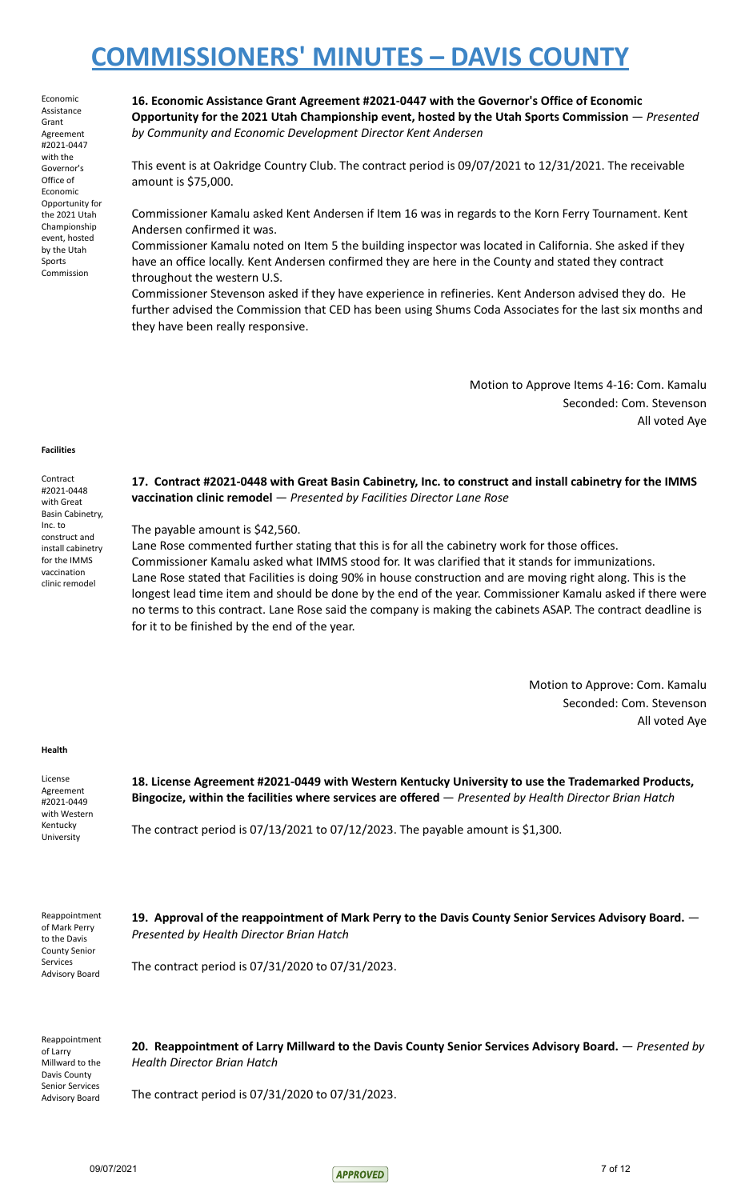Economic Assistance Grant Agreement #2021-0447 with the Governor's Office of Economic Opportunity for the 2021 Utah Championship event, hosted by the Utah Sports Commission

**16. Economic Assistance Grant Agreement #2021-0447 with the Governor's Office of Economic Opportunity for the 2021 Utah Championship event, hosted by the Utah Sports Commission** — *Presented by Community and Economic Development Director Kent Andersen*

This event is at Oakridge Country Club. The contract period is 09/07/2021 to 12/31/2021. The receivable amount is $75,000.

Commissioner Kamalu asked Kent Andersen if Item 16 was in regards to the Korn Ferry Tournament. Kent Andersen confirmed it was.
Commissioner Kamalu noted on Item 5 the building inspector was located in California. She asked if they have an office locally. Kent Andersen confirmed they are here in the County and stated they contract throughout the western U.S.
Commissioner Stevenson asked if they have experience in refineries. Kent Anderson advised they do. He further advised the Commission that CED has been using Shums Coda Associates for the last six months and they have been really responsive.

Motion to Approve Items 4-16: Com. Kamalu
Seconded: Com. Stevenson
All voted Aye

**Facilities**

Contract #2021-0448 with Great Basin Cabinetry, Inc. to construct and install cabinetry for the IMMS vaccination clinic remodel

**17. Contract #2021-0448 with Great Basin Cabinetry, Inc. to construct and install cabinetry for the IMMS vaccination clinic remodel** — *Presented by Facilities Director Lane Rose*

The payable amount is $42,560.
Lane Rose commented further stating that this is for all the cabinetry work for those offices.
Commissioner Kamalu asked what IMMS stood for. It was clarified that it stands for immunizations.
Lane Rose stated that Facilities is doing 90% in house construction and are moving right along. This is the longest lead time item and should be done by the end of the year. Commissioner Kamalu asked if there were no terms to this contract. Lane Rose said the company is making the cabinets ASAP. The contract deadline is for it to be finished by the end of the year.

Motion to Approve: Com. Kamalu
Seconded: Com. Stevenson
All voted Aye

**Health**

License Agreement #2021-0449 with Western Kentucky University

**18. License Agreement #2021-0449 with Western Kentucky University to use the Trademarked Products, Bingocize, within the facilities where services are offered** — *Presented by Health Director Brian Hatch*

The contract period is 07/13/2021 to 07/12/2023. The payable amount is $1,300.

Reappointment of Mark Perry to the Davis County Senior Services Advisory Board

**19. Approval of the reappointment of Mark Perry to the Davis County Senior Services Advisory Board.** — *Presented by Health Director Brian Hatch*

The contract period is 07/31/2020 to 07/31/2023.

Reappointment of Larry Millward to the Davis County Senior Services Advisory Board

**20. Reappointment of Larry Millward to the Davis County Senior Services Advisory Board.** — *Presented by Health Director Brian Hatch*

The contract period is 07/31/2020 to 07/31/2023.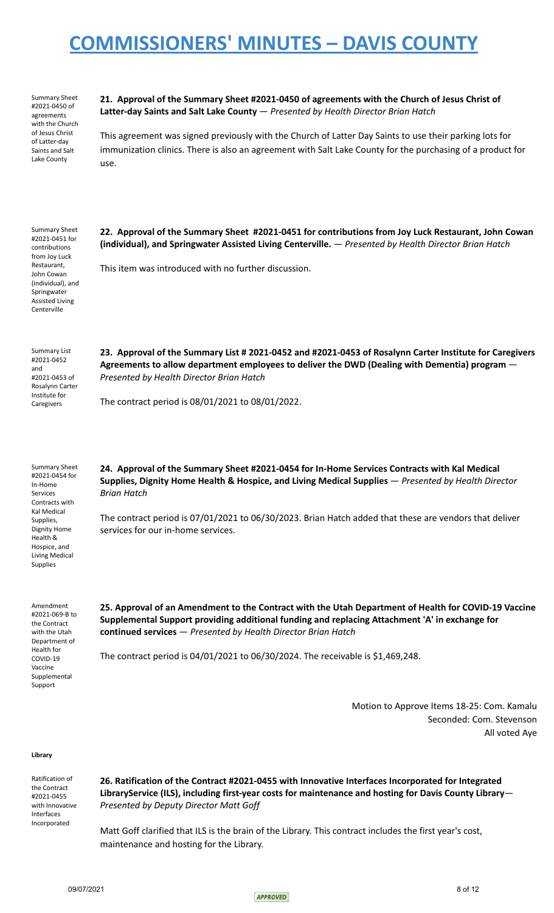Summary Sheet #2021-0450 of agreements with the Church of Jesus Christ of Latter-day Saints and Salt Lake County

**21. Approval of the Summary Sheet #2021-0450 of agreements with the Church of Jesus Christ of Latter-day Saints and Salt Lake County** — *Presented by Health Director Brian Hatch*

This agreement was signed previously with the Church of Latter Day Saints to use their parking lots for immunization clinics. There is also an agreement with Salt Lake County for the purchasing of a product for use.

Summary Sheet #2021-0451 for contributions from Joy Luck Restaurant, John Cowan (individual), and Springwater Assisted Living Centerville

**22. Approval of the Summary Sheet #2021-0451 for contributions from Joy Luck Restaurant, John Cowan (individual), and Springwater Assisted Living Centerville.** — *Presented by Health Director Brian Hatch*

This item was introduced with no further discussion.

Summary List #2021-0452 and #2021-0453 of Rosalynn Carter Institute for Caregivers

**23. Approval of the Summary List # 2021-0452 and #2021-0453 of Rosalynn Carter Institute for Caregivers Agreements to allow department employees to deliver the DWD (Dealing with Dementia) program** — *Presented by Health Director Brian Hatch*

The contract period is 08/01/2021 to 08/01/2022.

Summary Sheet #2021-0454 for In-Home Services Contracts with Kal Medical Supplies, Dignity Home Health & Hospice, and Living Medical Supplies

**24. Approval of the Summary Sheet #2021-0454 for In-Home Services Contracts with Kal Medical Supplies, Dignity Home Health & Hospice, and Living Medical Supplies** — *Presented by Health Director Brian Hatch*

The contract period is 07/01/2021 to 06/30/2023. Brian Hatch added that these are vendors that deliver services for our in-home services.

Amendment #2021-069-B to the Contract with the Utah Department of Health for COVID-19 Vaccine Supplemental Support

**25. Approval of an Amendment to the Contract with the Utah Department of Health for COVID-19 Vaccine Supplemental Support providing additional funding and replacing Attachment 'A' in exchange for continued services** — *Presented by Health Director Brian Hatch*

The contract period is 04/01/2021 to 06/30/2024. The receivable is $1,469,248.

Motion to Approve Items 18-25: Com. Kamalu
Seconded: Com. Stevenson
All voted Aye

**Library**

Ratification of the Contract #2021-0455 with Innovative Interfaces Incorporated

**26. Ratification of the Contract #2021-0455 with Innovative Interfaces Incorporated for Integrated LibraryService (ILS), including first-year costs for maintenance and hosting for Davis County Library**— *Presented by Deputy Director Matt Goff*

Matt Goff clarified that ILS is the brain of the Library. This contract includes the first year's cost, maintenance and hosting for the Library.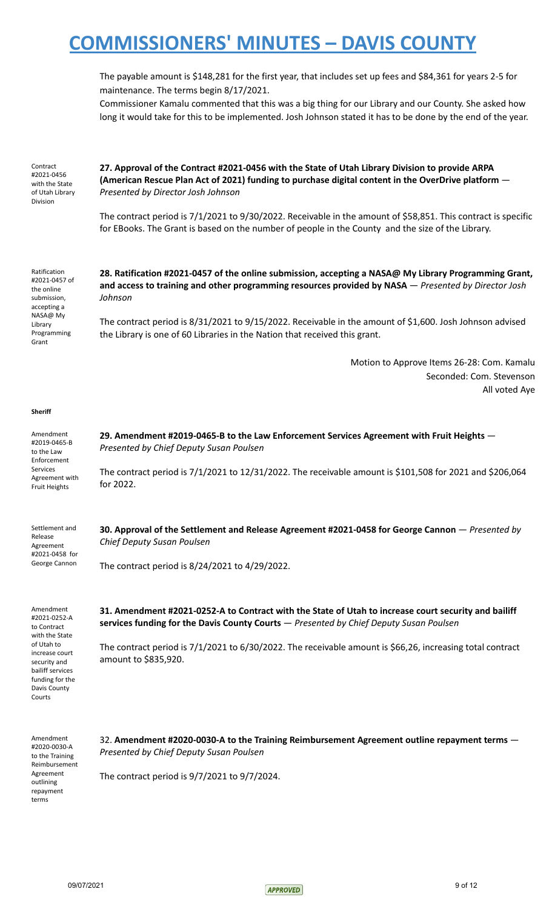The payable amount is $148,281 for the first year, that includes set up fees and $84,361 for years 2-5 for maintenance. The terms begin 8/17/2021.

Commissioner Kamalu commented that this was a big thing for our Library and our County. She asked how long it would take for this to be implemented. Josh Johnson stated it has to be done by the end of the year.

Contract #2021-0456 with the State of Utah Library Division

**27. Approval of the Contract #2021-0456 with the State of Utah Library Division to provide ARPA (American Rescue Plan Act of 2021) funding to purchase digital content in the OverDrive platform** — *Presented by Director Josh Johnson*

The contract period is 7/1/2021 to 9/30/2022. Receivable in the amount of $58,851. This contract is specific for EBooks. The Grant is based on the number of people in the County and the size of the Library.

Ratification #2021-0457 of the online submission, accepting a NASA@ My Library Programming Grant

**28. Ratification #2021-0457 of the online submission, accepting a NASA@ My Library Programming Grant, and access to training and other programming resources provided by NASA** — *Presented by Director Josh Johnson*

The contract period is 8/31/2021 to 9/15/2022. Receivable in the amount of $1,600. Josh Johnson advised the Library is one of 60 Libraries in the Nation that received this grant.

Motion to Approve Items 26-28: Com. Kamalu
Seconded: Com. Stevenson
All voted Aye

**Sheriff**

Amendment #2019-0465-B to the Law Enforcement Services Agreement with Fruit Heights

**29. Amendment #2019-0465-B to the Law Enforcement Services Agreement with Fruit Heights** — *Presented by Chief Deputy Susan Poulsen*

The contract period is 7/1/2021 to 12/31/2022. The receivable amount is $101,508 for 2021 and $206,064 for 2022.

Settlement and Release Agreement #2021-0458 for George Cannon

**30. Approval of the Settlement and Release Agreement #2021-0458 for George Cannon** — *Presented by Chief Deputy Susan Poulsen*

The contract period is 8/24/2021 to 4/29/2022.

Amendment #2021-0252-A to Contract with the State of Utah to increase court security and bailiff services funding for the Davis County Courts

**31. Amendment #2021-0252-A to Contract with the State of Utah to increase court security and bailiff services funding for the Davis County Courts** — *Presented by Chief Deputy Susan Poulsen*

The contract period is 7/1/2021 to 6/30/2022. The receivable amount is $66,26, increasing total contract amount to $835,920.

Amendment #2020-0030-A to the Training Reimbursement Agreement outlining repayment terms

32. **Amendment #2020-0030-A to the Training Reimbursement Agreement outline repayment terms** — *Presented by Chief Deputy Susan Poulsen*

The contract period is 9/7/2021 to 9/7/2024.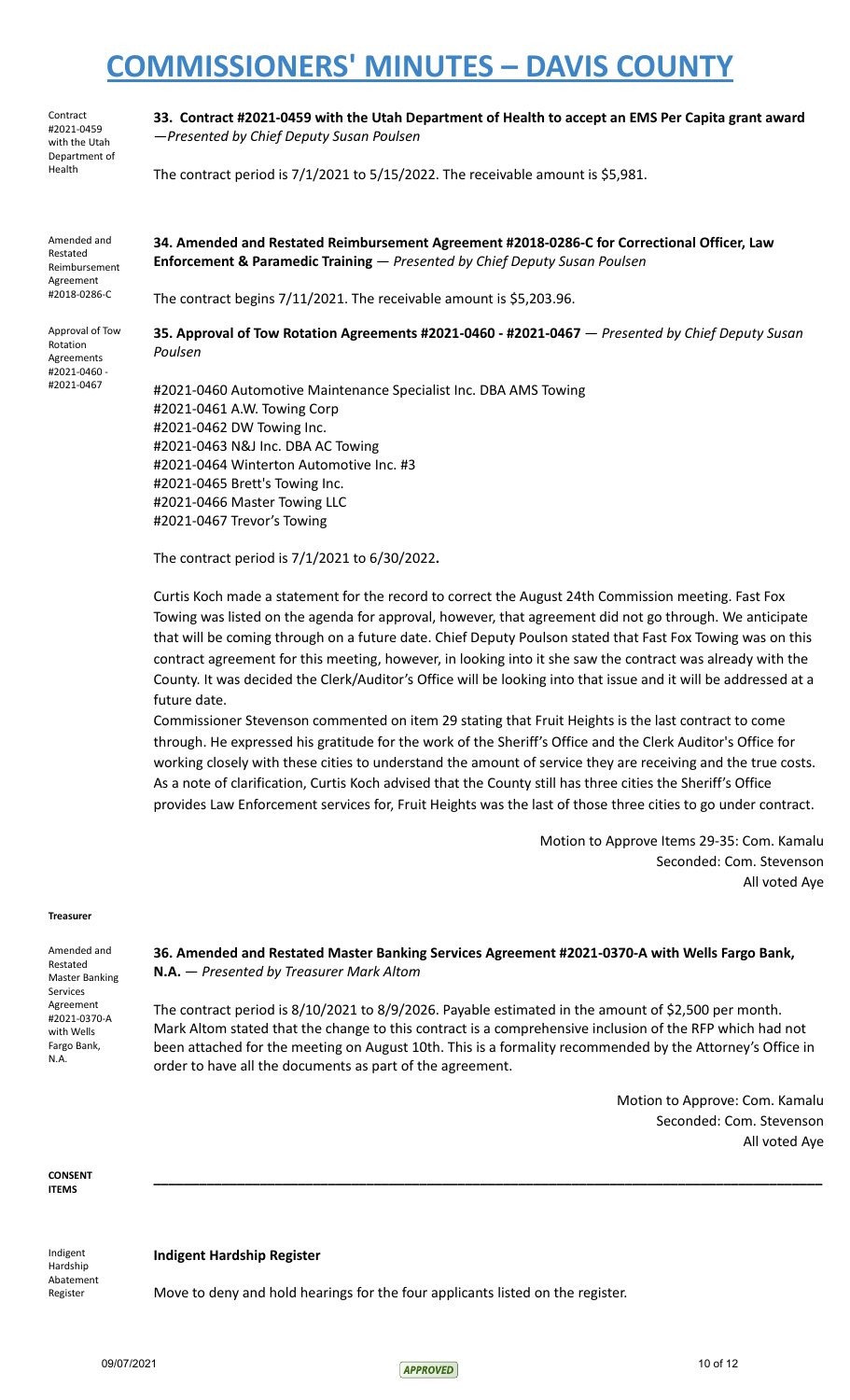**33. Contract #2021-0459 with the Utah Department of Health to accept an EMS Per Capita grant award** —*Presented by Chief Deputy Susan Poulsen*

The contract period is 7/1/2021 to 5/15/2022. The receivable amount is $5,981.

**34. Amended and Restated Reimbursement Agreement #2018-0286-C for Correctional Officer, Law Enforcement & Paramedic Training** — *Presented by Chief Deputy Susan Poulsen*

The contract begins 7/11/2021. The receivable amount is $5,203.96.

**35. Approval of Tow Rotation Agreements #2021-0460 - #2021-0467** — *Presented by Chief Deputy Susan Poulsen*

#2021-0460 Automotive Maintenance Specialist Inc. DBA AMS Towing
#2021-0461 A.W. Towing Corp
#2021-0462 DW Towing Inc.
#2021-0463 N&J Inc. DBA AC Towing
#2021-0464 Winterton Automotive Inc. #3
#2021-0465 Brett's Towing Inc.
#2021-0466 Master Towing LLC
#2021-0467 Trevor's Towing

The contract period is 7/1/2021 to 6/30/2022**.**

Curtis Koch made a statement for the record to correct the August 24th Commission meeting. Fast Fox Towing was listed on the agenda for approval, however, that agreement did not go through. We anticipate that will be coming through on a future date. Chief Deputy Poulson stated that Fast Fox Towing was on this contract agreement for this meeting, however, in looking into it she saw the contract was already with the County. It was decided the Clerk/Auditor's Office will be looking into that issue and it will be addressed at a future date.

Commissioner Stevenson commented on item 29 stating that Fruit Heights is the last contract to come through. He expressed his gratitude for the work of the Sheriff's Office and the Clerk Auditor's Office for working closely with these cities to understand the amount of service they are receiving and the true costs. As a note of clarification, Curtis Koch advised that the County still has three cities the Sheriff's Office provides Law Enforcement services for, Fruit Heights was the last of those three cities to go under contract.

Motion to Approve Items 29-35: Com. Kamalu
Seconded: Com. Stevenson
All voted Aye

**Treasurer**

**36. Amended and Restated Master Banking Services Agreement #2021-0370-A with Wells Fargo Bank, N.A.** — *Presented by Treasurer Mark Altom*

The contract period is 8/10/2021 to 8/9/2026. Payable estimated in the amount of $2,500 per month. Mark Altom stated that the change to this contract is a comprehensive inclusion of the RFP which had not been attached for the meeting on August 10th. This is a formality recommended by the Attorney's Office in order to have all the documents as part of the agreement.

Motion to Approve: Com. Kamalu
Seconded: Com. Stevenson
All voted Aye

**CONSENT ITEMS**

---

**Indigent Hardship Register**

Move to deny and hold hearings for the four applicants listed on the register.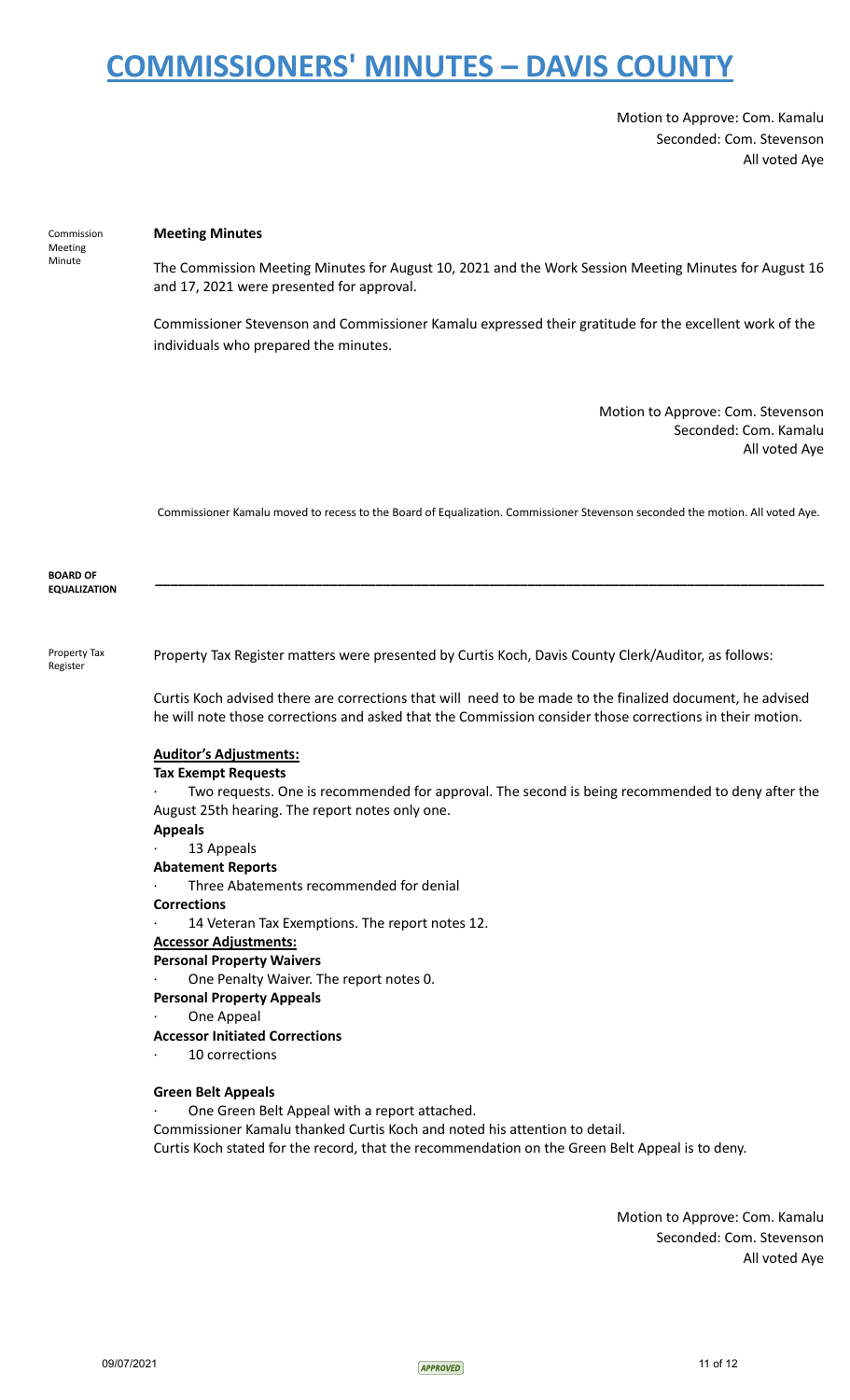Motion to Approve: Com. Kamalu
Seconded: Com. Stevenson
All voted Aye

Commission Meeting Minute

**Meeting Minutes**

The Commission Meeting Minutes for August 10, 2021 and the Work Session Meeting Minutes for August 16 and 17, 2021 were presented for approval.

Commissioner Stevenson and Commissioner Kamalu expressed their gratitude for the excellent work of the individuals who prepared the minutes.

Motion to Approve: Com. Stevenson
Seconded: Com. Kamalu
All voted Aye

Commissioner Kamalu moved to recess to the Board of Equalization. Commissioner Stevenson seconded the motion. All voted Aye.

**BOARD OF EQUALIZATION**

---

Property Tax Register

Property Tax Register matters were presented by Curtis Koch, Davis County Clerk/Auditor, as follows:

Curtis Koch advised there are corrections that will need to be made to the finalized document, he advised he will note those corrections and asked that the Commission consider those corrections in their motion.

**Auditor's Adjustments:**

**Tax Exempt Requests**

- Two requests. One is recommended for approval. The second is being recommended to deny after the August 25th hearing. The report notes only one.

**Appeals**

- 13 Appeals

**Abatement Reports**

- Three Abatements recommended for denial

**Corrections**

- 14 Veteran Tax Exemptions. The report notes 12.

**Accessor Adjustments:**

**Personal Property Waivers**

- One Penalty Waiver. The report notes 0.

**Personal Property Appeals**

- One Appeal

**Accessor Initiated Corrections**

- 10 corrections

**Green Belt Appeals**

- One Green Belt Appeal with a report attached.

Commissioner Kamalu thanked Curtis Koch and noted his attention to detail.
Curtis Koch stated for the record, that the recommendation on the Green Belt Appeal is to deny.

Motion to Approve: Com. Kamalu
Seconded: Com. Stevenson
All voted Aye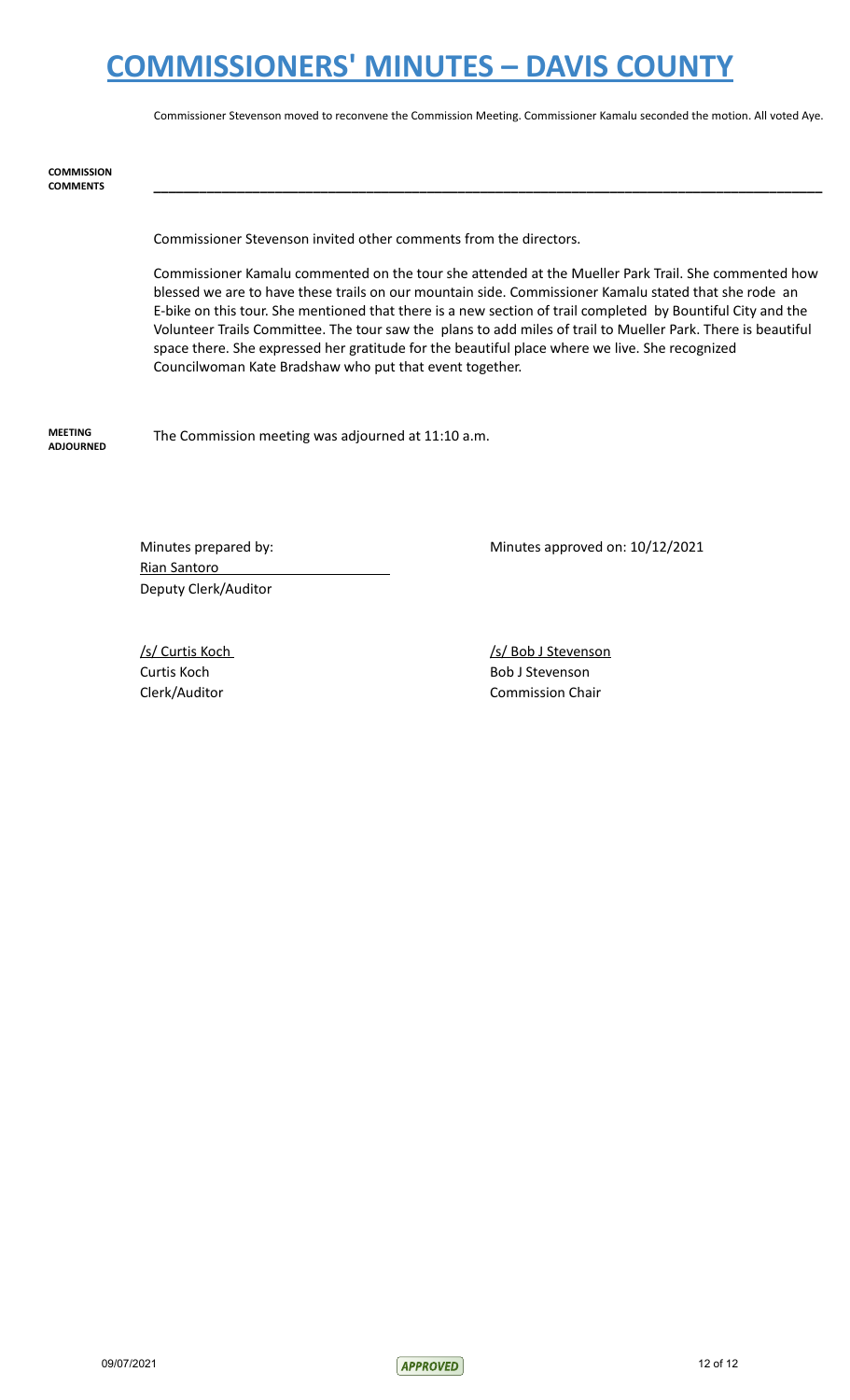Commissioner Stevenson moved to reconvene the Commission Meeting. Commissioner Kamalu seconded the motion. All voted Aye.

**COMMISSION COMMENTS**

Commissioner Stevenson invited other comments from the directors.

Commissioner Kamalu commented on the tour she attended at the Mueller Park Trail. She commented how blessed we are to have these trails on our mountain side. Commissioner Kamalu stated that she rode an E-bike on this tour. She mentioned that there is a new section of trail completed by Bountiful City and the Volunteer Trails Committee. The tour saw the plans to add miles of trail to Mueller Park. There is beautiful space there. She expressed her gratitude for the beautiful place where we live. She recognized Councilwoman Kate Bradshaw who put that event together.

**MEETING ADJOURNED**

The Commission meeting was adjourned at 11:10 a.m.

Minutes prepared by:
Rian Santoro
Deputy Clerk/Auditor

Minutes approved on: 10/12/2021

/s/ Curtis Koch
Curtis Koch
Clerk/Auditor

/s/ Bob J Stevenson
Bob J Stevenson
Commission Chair